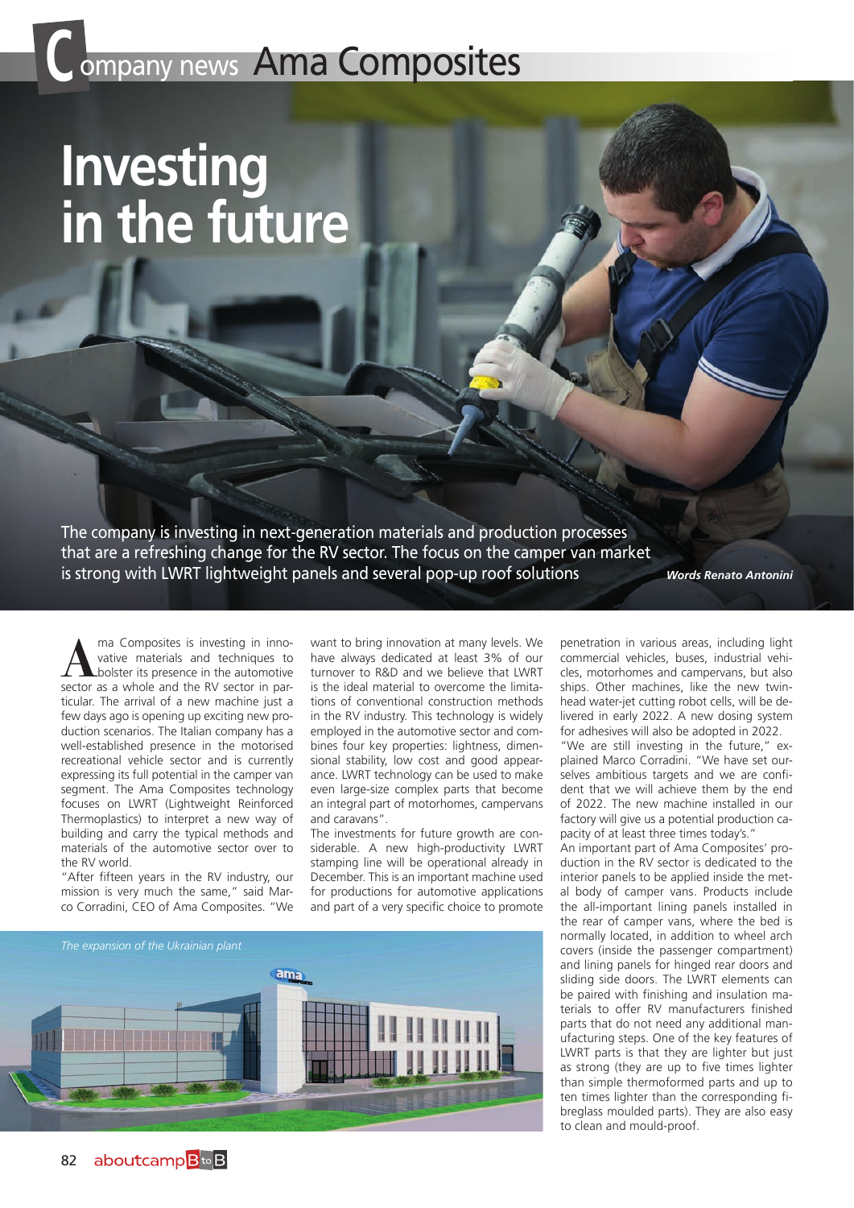Company news Ama Composites

# Investing in the future

The company is investing in next-generation materials and production processes that are a refreshing change for the RV sector. The focus on the camper van market is strong with LWRT lightweight panels and several pop-up roof solutions

***Words Renato Antonini***

Ama Composites is investing in innovative materials and techniques to bolster its presence in the automotive sector as a whole and the RV sector in particular. The arrival of a new machine just a few days ago is opening up exciting new production scenarios. The Italian company has a well-established presence in the motorised recreational vehicle sector and is currently expressing its full potential in the camper van segment. The Ama Composites technology focuses on LWRT (Lightweight Reinforced Thermoplastics) to interpret a new way of building and carry the typical methods and materials of the automotive sector over to the RV world.

"After fifteen years in the RV industry, our mission is very much the same," said Marco Corradini, CEO of Ama Composites. "We want to bring innovation at many levels. We have always dedicated at least 3% of our turnover to R&D and we believe that LWRT is the ideal material to overcome the limitations of conventional construction methods in the RV industry. This technology is widely employed in the automotive sector and combines four key properties: lightness, dimensional stability, low cost and good appearance. LWRT technology can be used to make even large-size complex parts that become an integral part of motorhomes, campervans and caravans".

The investments for future growth are considerable. A new high-productivity LWRT stamping line will be operational already in December. This is an important machine used for productions for automotive applications and part of a very specific choice to promote penetration in various areas, including light commercial vehicles, buses, industrial vehicles, motorhomes and campervans, but also ships. Other machines, like the new twin-head water-jet cutting robot cells, will be delivered in early 2022. A new dosing system for adhesives will also be adopted in 2022.

"We are still investing in the future," explained Marco Corradini. "We have set ourselves ambitious targets and we are confident that we will achieve them by the end of 2022. The new machine installed in our factory will give us a potential production capacity of at least three times today's."

An important part of Ama Composites' production in the RV sector is dedicated to the interior panels to be applied inside the metal body of camper vans. Products include the all-important lining panels installed in the rear of camper vans, where the bed is normally located, in addition to wheel arch covers (inside the passenger compartment) and lining panels for hinged rear doors and sliding side doors. The LWRT elements can be paired with finishing and insulation materials to offer RV manufacturers finished parts that do not need any additional manufacturing steps. One of the key features of LWRT parts is that they are lighter but just as strong (they are up to five times lighter than simple thermoformed parts and up to ten times lighter than the corresponding fibreglass moulded parts). They are also easy to clean and mould-proof.

*The expansion of the Ukrainian plant*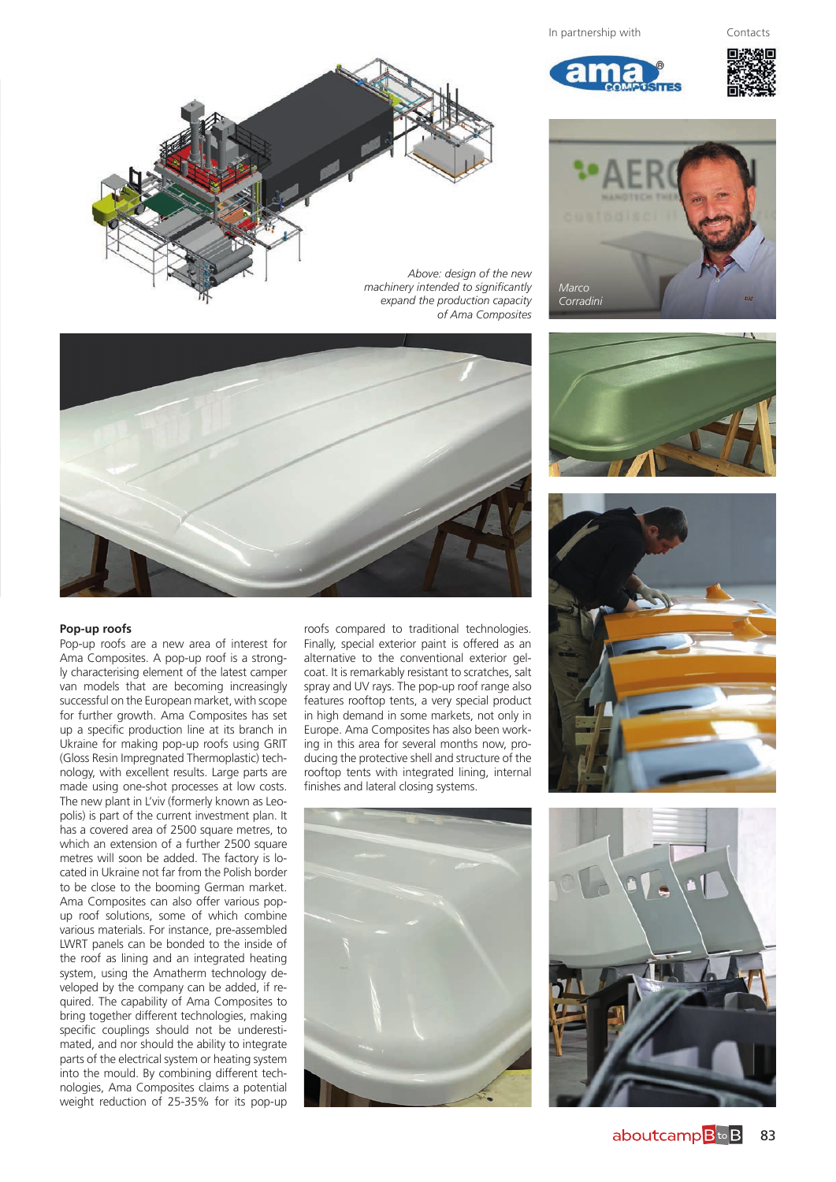In partnership with

Contacts

*Above: design of the new machinery intended to significantly expand the production capacity of Ama Composites*

*Marco Corradini*

**Pop-up roofs**

Pop-up roofs are a new area of interest for Ama Composites. A pop-up roof is a strongly characterising element of the latest camper van models that are becoming increasingly successful on the European market, with scope for further growth. Ama Composites has set up a specific production line at its branch in Ukraine for making pop-up roofs using GRIT (Gloss Resin Impregnated Thermoplastic) technology, with excellent results. Large parts are made using one-shot processes at low costs. The new plant in L'viv (formerly known as Leopolis) is part of the current investment plan. It has a covered area of 2500 square metres, to which an extension of a further 2500 square metres will soon be added. The factory is located in Ukraine not far from the Polish border to be close to the booming German market. Ama Composites can also offer various pop-up roof solutions, some of which combine various materials. For instance, pre-assembled LWRT panels can be bonded to the inside of the roof as lining and an integrated heating system, using the Amatherm technology developed by the company can be added, if required. The capability of Ama Composites to bring together different technologies, making specific couplings should not be underestimated, and nor should the ability to integrate parts of the electrical system or heating system into the mould. By combining different technologies, Ama Composites claims a potential weight reduction of 25-35% for its pop-up roofs compared to traditional technologies. Finally, special exterior paint is offered as an alternative to the conventional exterior gelcoat. It is remarkably resistant to scratches, salt spray and UV rays. The pop-up roof range also features rooftop tents, a very special product in high demand in some markets, not only in Europe. Ama Composites has also been working in this area for several months now, producing the protective shell and structure of the rooftop tents with integrated lining, internal finishes and lateral closing systems.